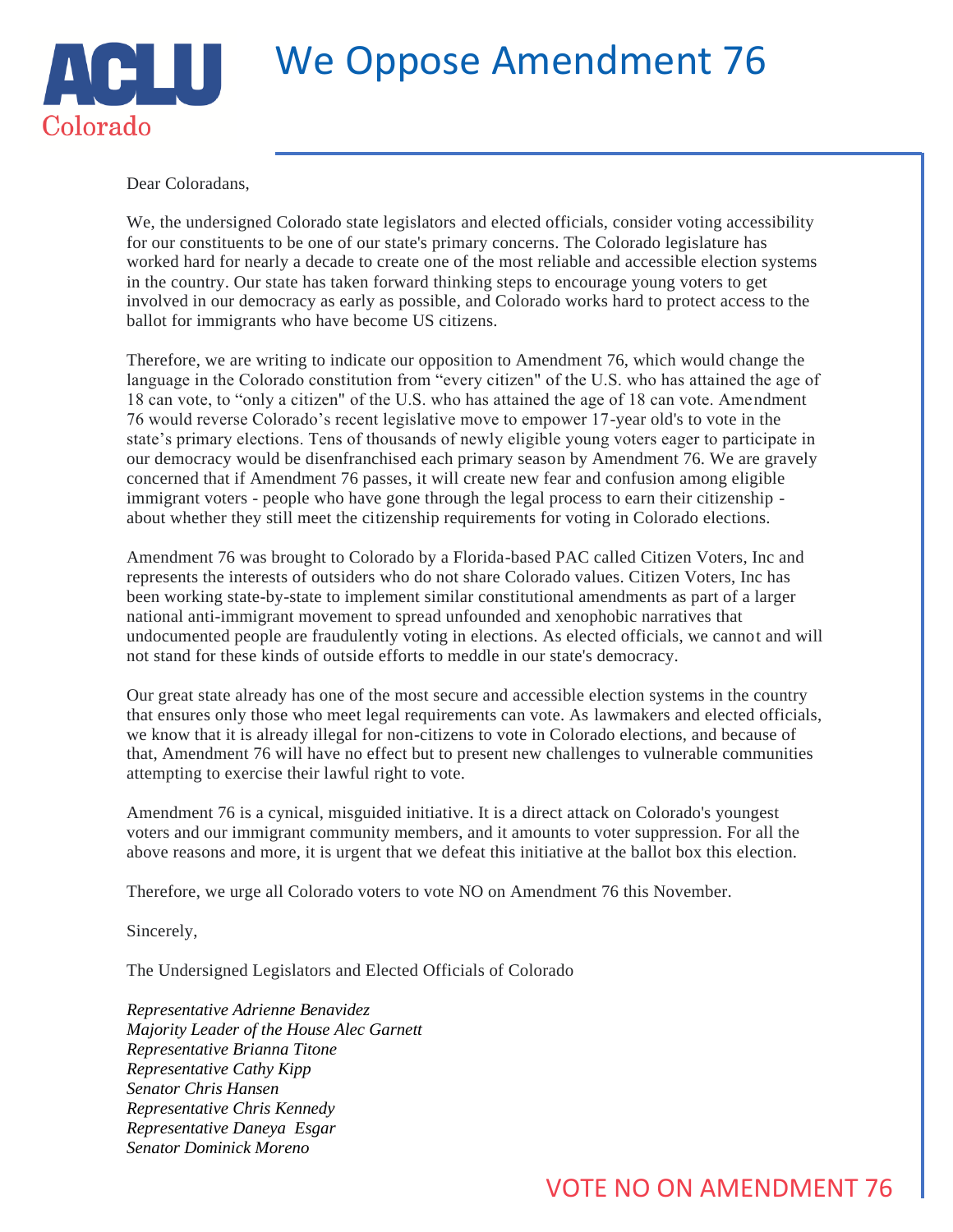ACLU Colorado

# We Oppose Amendment 76

Dear Coloradans,

We, the undersigned Colorado state legislators and elected officials, consider voting accessibility for our constituents to be one of our state's primary concerns. The Colorado legislature has worked hard for nearly a decade to create one of the most reliable and accessible election systems in the country. Our state has taken forward thinking steps to encourage young voters to get involved in our democracy as early as possible, and Colorado works hard to protect access to the ballot for immigrants who have become US citizens.

Therefore, we are writing to indicate our opposition to Amendment 76, which would change the language in the Colorado constitution from "every citizen" of the U.S. who has attained the age of 18 can vote, to "only a citizen" of the U.S. who has attained the age of 18 can vote. Amendment 76 would reverse Colorado's recent legislative move to empower 17-year old's to vote in the state's primary elections. Tens of thousands of newly eligible young voters eager to participate in our democracy would be disenfranchised each primary season by Amendment 76. We are gravely concerned that if Amendment 76 passes, it will create new fear and confusion among eligible immigrant voters - people who have gone through the legal process to earn their citizenship - about whether they still meet the citizenship requirements for voting in Colorado elections.

Amendment 76 was brought to Colorado by a Florida-based PAC called Citizen Voters, Inc and represents the interests of outsiders who do not share Colorado values. Citizen Voters, Inc has been working state-by-state to implement similar constitutional amendments as part of a larger national anti-immigrant movement to spread unfounded and xenophobic narratives that undocumented people are fraudulently voting in elections. As elected officials, we cannot and will not stand for these kinds of outside efforts to meddle in our state's democracy.

Our great state already has one of the most secure and accessible election systems in the country that ensures only those who meet legal requirements can vote. As lawmakers and elected officials, we know that it is already illegal for non-citizens to vote in Colorado elections, and because of that, Amendment 76 will have no effect but to present new challenges to vulnerable communities attempting to exercise their lawful right to vote.

Amendment 76 is a cynical, misguided initiative. It is a direct attack on Colorado's youngest voters and our immigrant community members, and it amounts to voter suppression. For all the above reasons and more, it is urgent that we defeat this initiative at the ballot box this election.

Therefore, we urge all Colorado voters to vote NO on Amendment 76 this November.

Sincerely,

The Undersigned Legislators and Elected Officials of Colorado

*Representative Adrienne Benavidez*
*Majority Leader of the House Alec Garnett*
*Representative Brianna Titone*
*Representative Cathy Kipp*
*Senator Chris Hansen*
*Representative Chris Kennedy*
*Representative Daneya Esgar*
*Senator Dominick Moreno*

VOTE NO ON AMENDMENT 76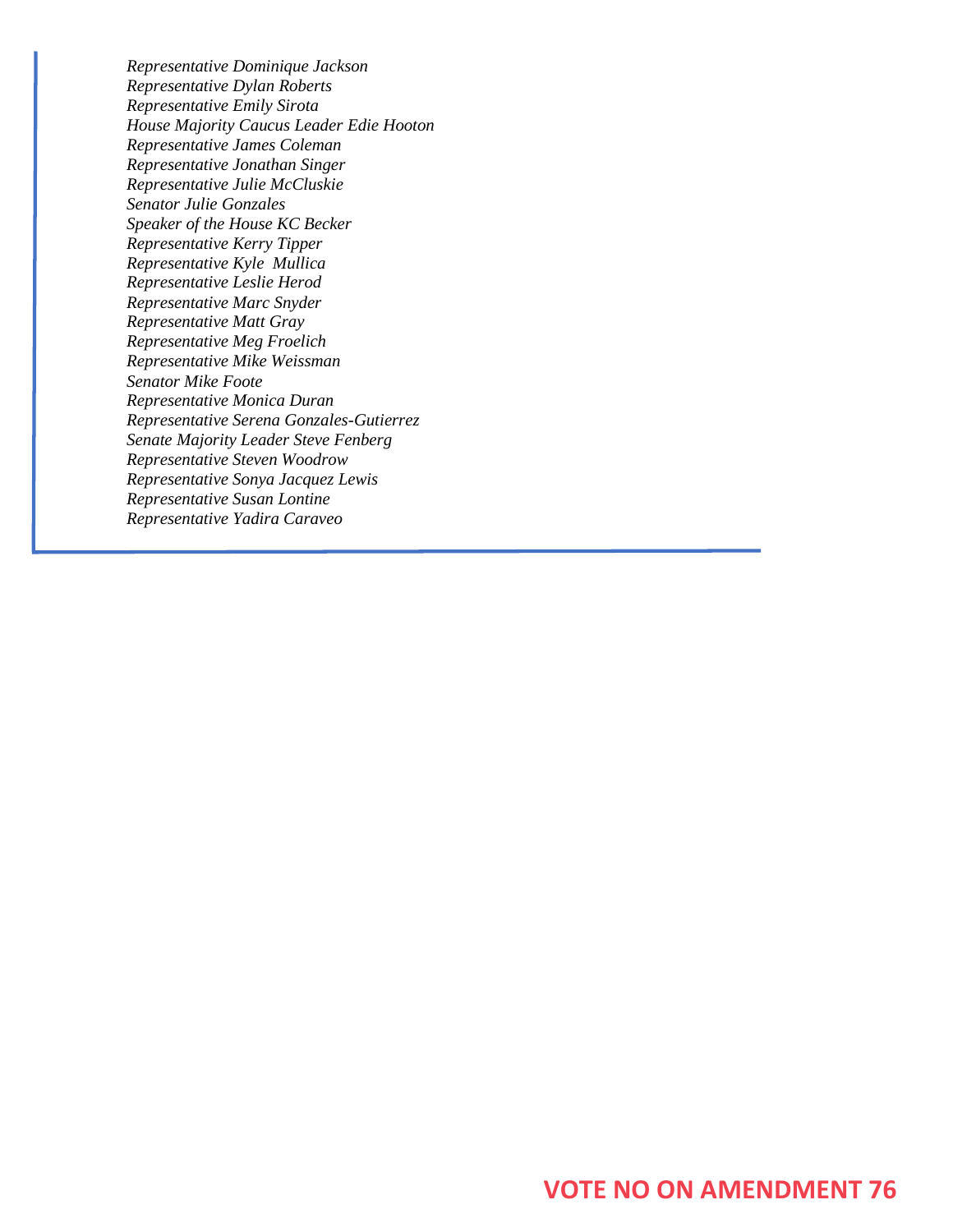*Representative Dominique Jackson*
*Representative Dylan Roberts*
*Representative Emily Sirota*
*House Majority Caucus Leader Edie Hooton*
*Representative James Coleman*
*Representative Jonathan Singer*
*Representative Julie McCluskie*
*Senator Julie Gonzales*
*Speaker of the House KC Becker*
*Representative Kerry Tipper*
*Representative Kyle Mullica*
*Representative Leslie Herod*
*Representative Marc Snyder*
*Representative Matt Gray*
*Representative Meg Froelich*
*Representative Mike Weissman*
*Senator Mike Foote*
*Representative Monica Duran*
*Representative Serena Gonzales-Gutierrez*
*Senate Majority Leader Steve Fenberg*
*Representative Steven Woodrow*
*Representative Sonya Jacquez Lewis*
*Representative Susan Lontine*
*Representative Yadira Caraveo*

**VOTE NO ON AMENDMENT 76**